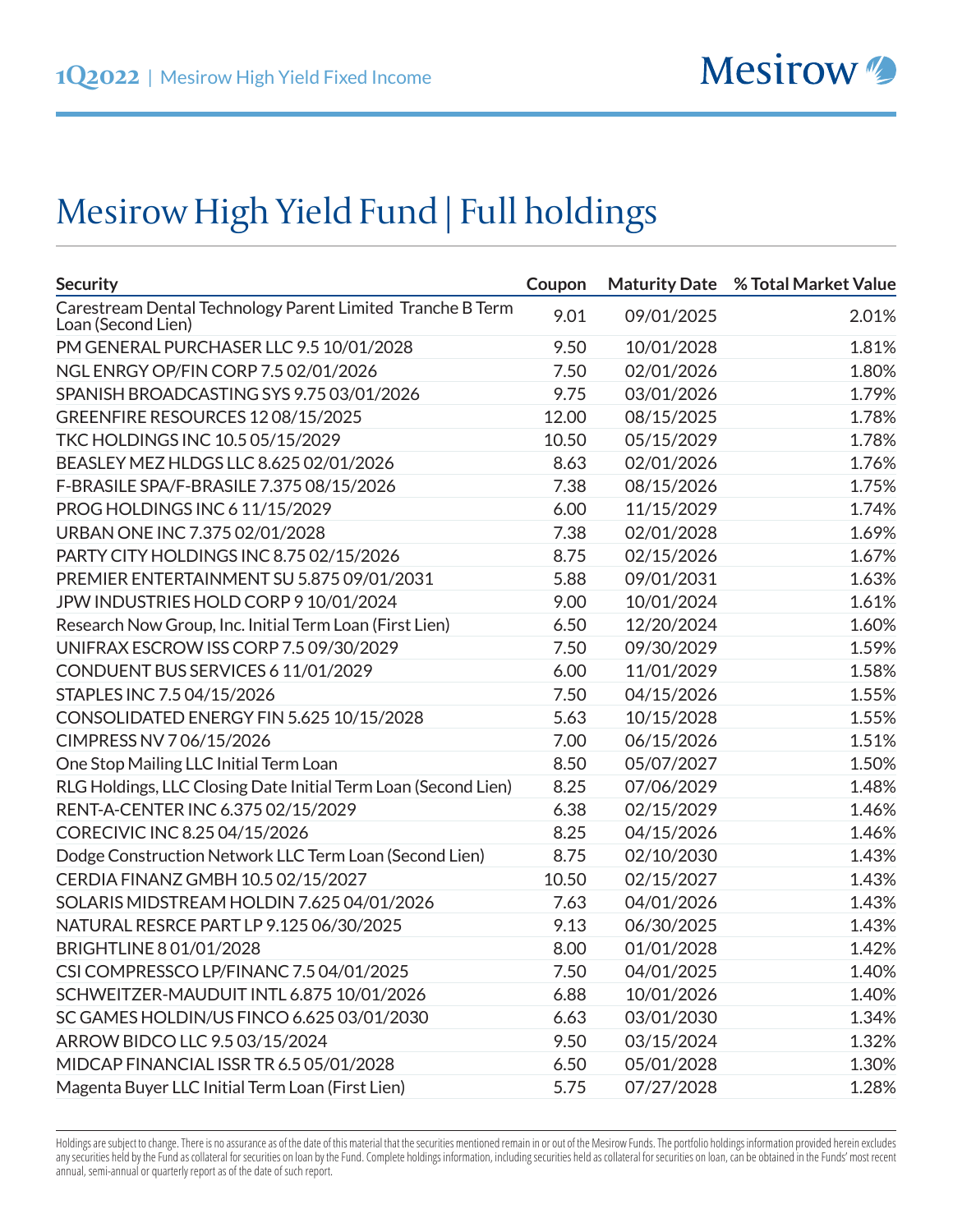# Mesirow High Yield Fund | Full holdings

| Security | Coupon | Maturity Date | % Total Market Value |
|---|---|---|---|
| Carestream Dental Technology Parent Limited Tranche B Term Loan (Second Lien) | 9.01 | 09/01/2025 | 2.01% |
| PM GENERAL PURCHASER LLC 9.5 10/01/2028 | 9.50 | 10/01/2028 | 1.81% |
| NGL ENRGY OP/FIN CORP 7.5 02/01/2026 | 7.50 | 02/01/2026 | 1.80% |
| SPANISH BROADCASTING SYS 9.75 03/01/2026 | 9.75 | 03/01/2026 | 1.79% |
| GREENFIRE RESOURCES 12 08/15/2025 | 12.00 | 08/15/2025 | 1.78% |
| TKC HOLDINGS INC 10.5 05/15/2029 | 10.50 | 05/15/2029 | 1.78% |
| BEASLEY MEZ HLDGS LLC 8.625 02/01/2026 | 8.63 | 02/01/2026 | 1.76% |
| F-BRASILE SPA/F-BRASILE 7.375 08/15/2026 | 7.38 | 08/15/2026 | 1.75% |
| PROG HOLDINGS INC 6 11/15/2029 | 6.00 | 11/15/2029 | 1.74% |
| URBAN ONE INC 7.375 02/01/2028 | 7.38 | 02/01/2028 | 1.69% |
| PARTY CITY HOLDINGS INC 8.75 02/15/2026 | 8.75 | 02/15/2026 | 1.67% |
| PREMIER ENTERTAINMENT SU 5.875 09/01/2031 | 5.88 | 09/01/2031 | 1.63% |
| JPW INDUSTRIES HOLD CORP 9 10/01/2024 | 9.00 | 10/01/2024 | 1.61% |
| Research Now Group, Inc. Initial Term Loan (First Lien) | 6.50 | 12/20/2024 | 1.60% |
| UNIFRAX ESCROW ISS CORP 7.5 09/30/2029 | 7.50 | 09/30/2029 | 1.59% |
| CONDUENT BUS SERVICES 6 11/01/2029 | 6.00 | 11/01/2029 | 1.58% |
| STAPLES INC 7.5 04/15/2026 | 7.50 | 04/15/2026 | 1.55% |
| CONSOLIDATED ENERGY FIN 5.625 10/15/2028 | 5.63 | 10/15/2028 | 1.55% |
| CIMPRESS NV 7 06/15/2026 | 7.00 | 06/15/2026 | 1.51% |
| One Stop Mailing LLC Initial Term Loan | 8.50 | 05/07/2027 | 1.50% |
| RLG Holdings, LLC Closing Date Initial Term Loan (Second Lien) | 8.25 | 07/06/2029 | 1.48% |
| RENT-A-CENTER INC 6.375 02/15/2029 | 6.38 | 02/15/2029 | 1.46% |
| CORECIVIC INC 8.25 04/15/2026 | 8.25 | 04/15/2026 | 1.46% |
| Dodge Construction Network LLC Term Loan (Second Lien) | 8.75 | 02/10/2030 | 1.43% |
| CERDIA FINANZ GMBH 10.5 02/15/2027 | 10.50 | 02/15/2027 | 1.43% |
| SOLARIS MIDSTREAM HOLDIN 7.625 04/01/2026 | 7.63 | 04/01/2026 | 1.43% |
| NATURAL RESRCE PART LP 9.125 06/30/2025 | 9.13 | 06/30/2025 | 1.43% |
| BRIGHTLINE 8 01/01/2028 | 8.00 | 01/01/2028 | 1.42% |
| CSI COMPRESSCO LP/FINANC 7.5 04/01/2025 | 7.50 | 04/01/2025 | 1.40% |
| SCHWEITZER-MAUDUIT INTL 6.875 10/01/2026 | 6.88 | 10/01/2026 | 1.40% |
| SC GAMES HOLDIN/US FINCO 6.625 03/01/2030 | 6.63 | 03/01/2030 | 1.34% |
| ARROW BIDCO LLC 9.5 03/15/2024 | 9.50 | 03/15/2024 | 1.32% |
| MIDCAP FINANCIAL ISSR TR 6.5 05/01/2028 | 6.50 | 05/01/2028 | 1.30% |
| Magenta Buyer LLC Initial Term Loan (First Lien) | 5.75 | 07/27/2028 | 1.28% |

Holdings are subject to change. There is no assurance as of the date of this material that the securities mentioned remain in or out of the Mesirow Funds. The portfolio holdings information provided herein excludes any securities held by the Fund as collateral for securities on loan by the Fund. Complete holdings information, including securities held as collateral for securities on loan, can be obtained in the Funds' most recent annual, semi-annual or quarterly report as of the date of such report.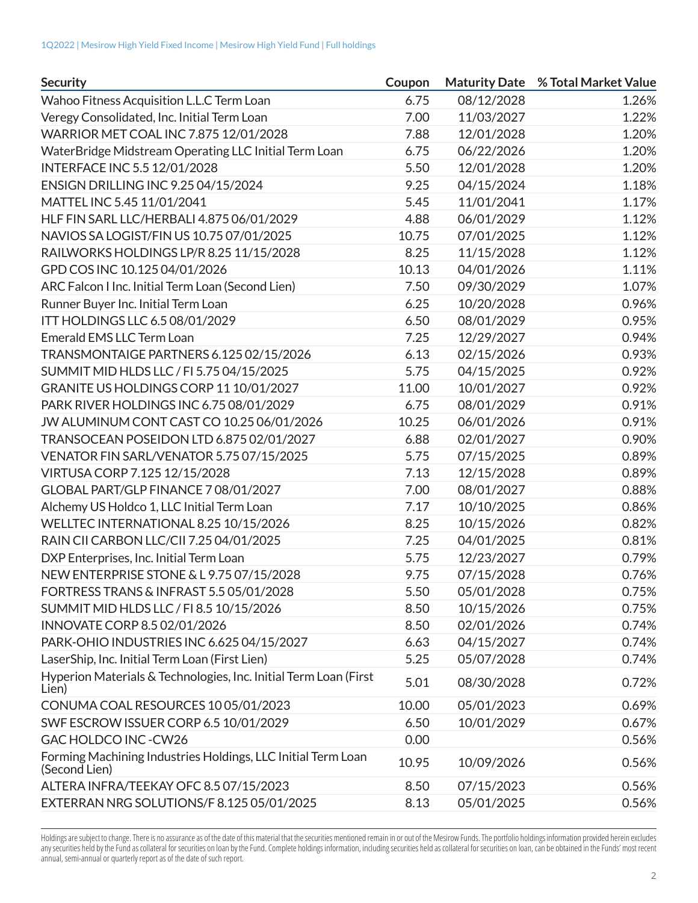| Security | Coupon | Maturity Date | % Total Market Value |
|---|---|---|---|
| Wahoo Fitness Acquisition L.L.C Term Loan | 6.75 | 08/12/2028 | 1.26% |
| Veregy Consolidated, Inc. Initial Term Loan | 7.00 | 11/03/2027 | 1.22% |
| WARRIOR MET COAL INC 7.875 12/01/2028 | 7.88 | 12/01/2028 | 1.20% |
| WaterBridge Midstream Operating LLC Initial Term Loan | 6.75 | 06/22/2026 | 1.20% |
| INTERFACE INC 5.5 12/01/2028 | 5.50 | 12/01/2028 | 1.20% |
| ENSIGN DRILLING INC 9.25 04/15/2024 | 9.25 | 04/15/2024 | 1.18% |
| MATTEL INC 5.45 11/01/2041 | 5.45 | 11/01/2041 | 1.17% |
| HLF FIN SARL LLC/HERBALI 4.875 06/01/2029 | 4.88 | 06/01/2029 | 1.12% |
| NAVIOS SA LOGIST/FIN US 10.75 07/01/2025 | 10.75 | 07/01/2025 | 1.12% |
| RAILWORKS HOLDINGS LP/R 8.25 11/15/2028 | 8.25 | 11/15/2028 | 1.12% |
| GPD COS INC 10.125 04/01/2026 | 10.13 | 04/01/2026 | 1.11% |
| ARC Falcon I Inc. Initial Term Loan (Second Lien) | 7.50 | 09/30/2029 | 1.07% |
| Runner Buyer Inc. Initial Term Loan | 6.25 | 10/20/2028 | 0.96% |
| ITT HOLDINGS LLC 6.5 08/01/2029 | 6.50 | 08/01/2029 | 0.95% |
| Emerald EMS LLC Term Loan | 7.25 | 12/29/2027 | 0.94% |
| TRANSMONTAIGE PARTNERS 6.125 02/15/2026 | 6.13 | 02/15/2026 | 0.93% |
| SUMMIT MID HLDS LLC / FI 5.75 04/15/2025 | 5.75 | 04/15/2025 | 0.92% |
| GRANITE US HOLDINGS CORP 11 10/01/2027 | 11.00 | 10/01/2027 | 0.92% |
| PARK RIVER HOLDINGS INC 6.75 08/01/2029 | 6.75 | 08/01/2029 | 0.91% |
| JW ALUMINUM CONT CAST CO 10.25 06/01/2026 | 10.25 | 06/01/2026 | 0.91% |
| TRANSOCEAN POSEIDON LTD 6.875 02/01/2027 | 6.88 | 02/01/2027 | 0.90% |
| VENATOR FIN SARL/VENATOR 5.75 07/15/2025 | 5.75 | 07/15/2025 | 0.89% |
| VIRTUSA CORP 7.125 12/15/2028 | 7.13 | 12/15/2028 | 0.89% |
| GLOBAL PART/GLP FINANCE 7 08/01/2027 | 7.00 | 08/01/2027 | 0.88% |
| Alchemy US Holdco 1, LLC Initial Term Loan | 7.17 | 10/10/2025 | 0.86% |
| WELLTEC INTERNATIONAL 8.25 10/15/2026 | 8.25 | 10/15/2026 | 0.82% |
| RAIN CII CARBON LLC/CII 7.25 04/01/2025 | 7.25 | 04/01/2025 | 0.81% |
| DXP Enterprises, Inc. Initial Term Loan | 5.75 | 12/23/2027 | 0.79% |
| NEW ENTERPRISE STONE & L 9.75 07/15/2028 | 9.75 | 07/15/2028 | 0.76% |
| FORTRESS TRANS & INFRAST 5.5 05/01/2028 | 5.50 | 05/01/2028 | 0.75% |
| SUMMIT MID HLDS LLC / FI 8.5 10/15/2026 | 8.50 | 10/15/2026 | 0.75% |
| INNOVATE CORP 8.5 02/01/2026 | 8.50 | 02/01/2026 | 0.74% |
| PARK-OHIO INDUSTRIES INC 6.625 04/15/2027 | 6.63 | 04/15/2027 | 0.74% |
| LaserShip, Inc. Initial Term Loan (First Lien) | 5.25 | 05/07/2028 | 0.74% |
| Hyperion Materials & Technologies, Inc. Initial Term Loan (First Lien) | 5.01 | 08/30/2028 | 0.72% |
| CONUMA COAL RESOURCES 10 05/01/2023 | 10.00 | 05/01/2023 | 0.69% |
| SWF ESCROW ISSUER CORP 6.5 10/01/2029 | 6.50 | 10/01/2029 | 0.67% |
| GAC HOLDCO INC -CW26 | 0.00 | | 0.56% |
| Forming Machining Industries Holdings, LLC Initial Term Loan (Second Lien) | 10.95 | 10/09/2026 | 0.56% |
| ALTERA INFRA/TEEKAY OFC 8.5 07/15/2023 | 8.50 | 07/15/2023 | 0.56% |
| EXTERRAN NRG SOLUTIONS/F 8.125 05/01/2025 | 8.13 | 05/01/2025 | 0.56% |

Holdings are subject to change. There is no assurance as of the date of this material that the securities mentioned remain in or out of the Mesirow Funds. The portfolio holdings information provided herein excludes any securities held by the Fund as collateral for securities on loan by the Fund. Complete holdings information, including securities held as collateral for securities on loan, can be obtained in the Funds' most recent annual, semi-annual or quarterly report as of the date of such report.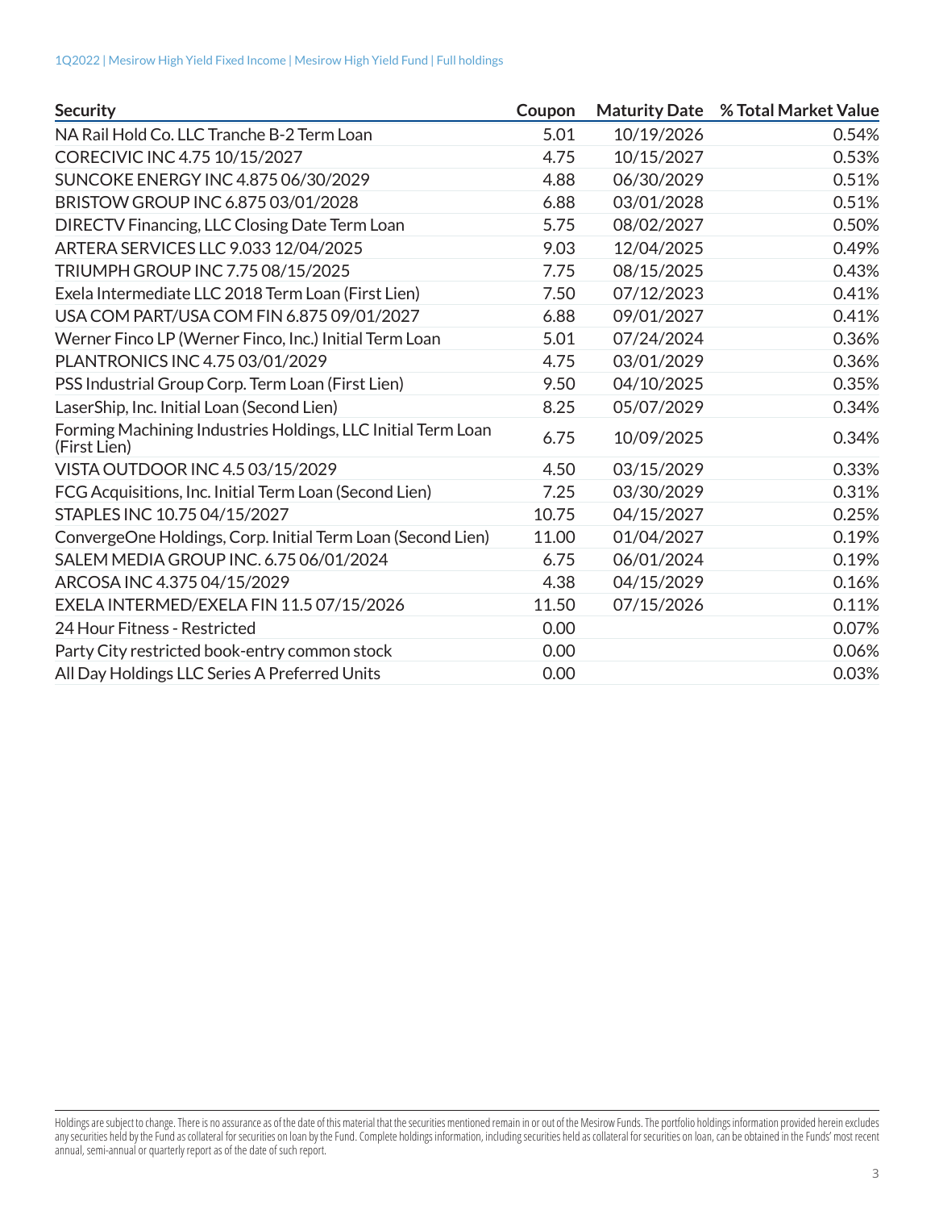| Security | Coupon | Maturity Date | % Total Market Value |
|---|---|---|---|
| NA Rail Hold Co. LLC Tranche B-2 Term Loan | 5.01 | 10/19/2026 | 0.54% |
| CORECIVIC INC 4.75 10/15/2027 | 4.75 | 10/15/2027 | 0.53% |
| SUNCOKE ENERGY INC 4.875 06/30/2029 | 4.88 | 06/30/2029 | 0.51% |
| BRISTOW GROUP INC 6.875 03/01/2028 | 6.88 | 03/01/2028 | 0.51% |
| DIRECTV Financing, LLC Closing Date Term Loan | 5.75 | 08/02/2027 | 0.50% |
| ARTERA SERVICES LLC 9.033 12/04/2025 | 9.03 | 12/04/2025 | 0.49% |
| TRIUMPH GROUP INC 7.75 08/15/2025 | 7.75 | 08/15/2025 | 0.43% |
| Exela Intermediate LLC 2018 Term Loan (First Lien) | 7.50 | 07/12/2023 | 0.41% |
| USA COM PART/USA COM FIN 6.875 09/01/2027 | 6.88 | 09/01/2027 | 0.41% |
| Werner Finco LP (Werner Finco, Inc.) Initial Term Loan | 5.01 | 07/24/2024 | 0.36% |
| PLANTRONICS INC 4.75 03/01/2029 | 4.75 | 03/01/2029 | 0.36% |
| PSS Industrial Group Corp. Term Loan (First Lien) | 9.50 | 04/10/2025 | 0.35% |
| LaserShip, Inc. Initial Loan (Second Lien) | 8.25 | 05/07/2029 | 0.34% |
| Forming Machining Industries Holdings, LLC Initial Term Loan (First Lien) | 6.75 | 10/09/2025 | 0.34% |
| VISTA OUTDOOR INC 4.5 03/15/2029 | 4.50 | 03/15/2029 | 0.33% |
| FCG Acquisitions, Inc. Initial Term Loan (Second Lien) | 7.25 | 03/30/2029 | 0.31% |
| STAPLES INC 10.75 04/15/2027 | 10.75 | 04/15/2027 | 0.25% |
| ConvergeOne Holdings, Corp. Initial Term Loan (Second Lien) | 11.00 | 01/04/2027 | 0.19% |
| SALEM MEDIA GROUP INC. 6.75 06/01/2024 | 6.75 | 06/01/2024 | 0.19% |
| ARCOSA INC 4.375 04/15/2029 | 4.38 | 04/15/2029 | 0.16% |
| EXELA INTERMED/EXELA FIN 11.5 07/15/2026 | 11.50 | 07/15/2026 | 0.11% |
| 24 Hour Fitness - Restricted | 0.00 | | 0.07% |
| Party City restricted book-entry common stock | 0.00 | | 0.06% |
| All Day Holdings LLC Series A Preferred Units | 0.00 | | 0.03% |

Holdings are subject to change. There is no assurance as of the date of this material that the securities mentioned remain in or out of the Mesirow Funds. The portfolio holdings information provided herein excludes any securities held by the Fund as collateral for securities on loan by the Fund. Complete holdings information, including securities held as collateral for securities on loan, can be obtained in the Funds' most recent annual, semi-annual or quarterly report as of the date of such report.